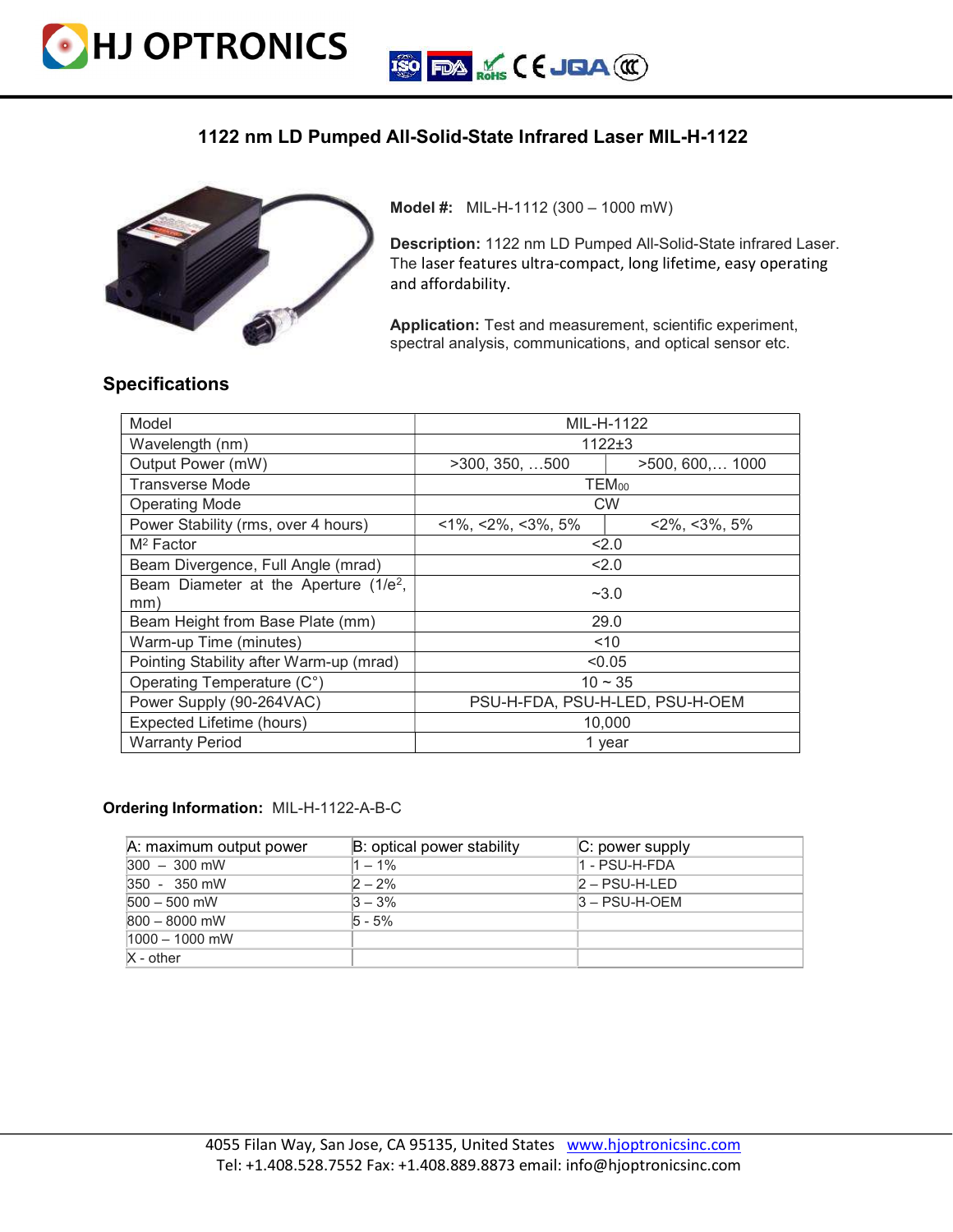# HJ OPTRONICS

## 1122 nm LD Pumped All-Solid-State Infrared Laser MIL-H-1122

**Model #:** MIL-H-1112 (300 – 1000 mW)

**Description:** 1122 nm LD Pumped All-Solid-State infrared Laser. The laser features ultra-compact, long lifetime, easy operating and affordability.

**Application:** Test and measurement, scientific experiment, spectral analysis, communications, and optical sensor etc.

### Specifications

| Model | MIL-H-1122 | |
|---|---|---|
| Wavelength (nm) | 1122±3 | |
| Output Power (mW) | >300, 350, …500 | >500, 600,… 1000 |
| Transverse Mode | $TEM_{00}$ | |
| Operating Mode | CW | |
| Power Stability (rms, over 4 hours) | <1%, <2%, <3%, 5% | <2%, <3%, 5% |
| $M^2$ Factor | <2.0 | |
| Beam Divergence, Full Angle (mrad) | <2.0 | |
| Beam Diameter at the Aperture ($1/e^2$, mm) | ~3.0 | |
| Beam Height from Base Plate (mm) | 29.0 | |
| Warm-up Time (minutes) | <10 | |
| Pointing Stability after Warm-up (mrad) | <0.05 | |
| Operating Temperature (C°) | 10 ~ 35 | |
| Power Supply (90-264VAC) | PSU-H-FDA, PSU-H-LED, PSU-H-OEM | |
| Expected Lifetime (hours) | 10,000 | |
| Warranty Period | 1 year | |

**Ordering Information:** MIL-H-1122-A-B-C

| A: maximum output power | B: optical power stability | C: power supply |
|---|---|---|
| 300 – 300 mW | 1 – 1% | 1 - PSU-H-FDA |
| 350 - 350 mW | 2 – 2% | 2 – PSU-H-LED |
| 500 – 500 mW | 3 – 3% | 3 – PSU-H-OEM |
| 800 – 8000 mW | 5 - 5% | |
| 1000 – 1000 mW | | |
| X - other | | |

4055 Filan Way, San Jose, CA 95135, United States www.hjoptronicsinc.com
Tel: +1.408.528.7552 Fax: +1.408.889.8873 email: info@hjoptronicsinc.com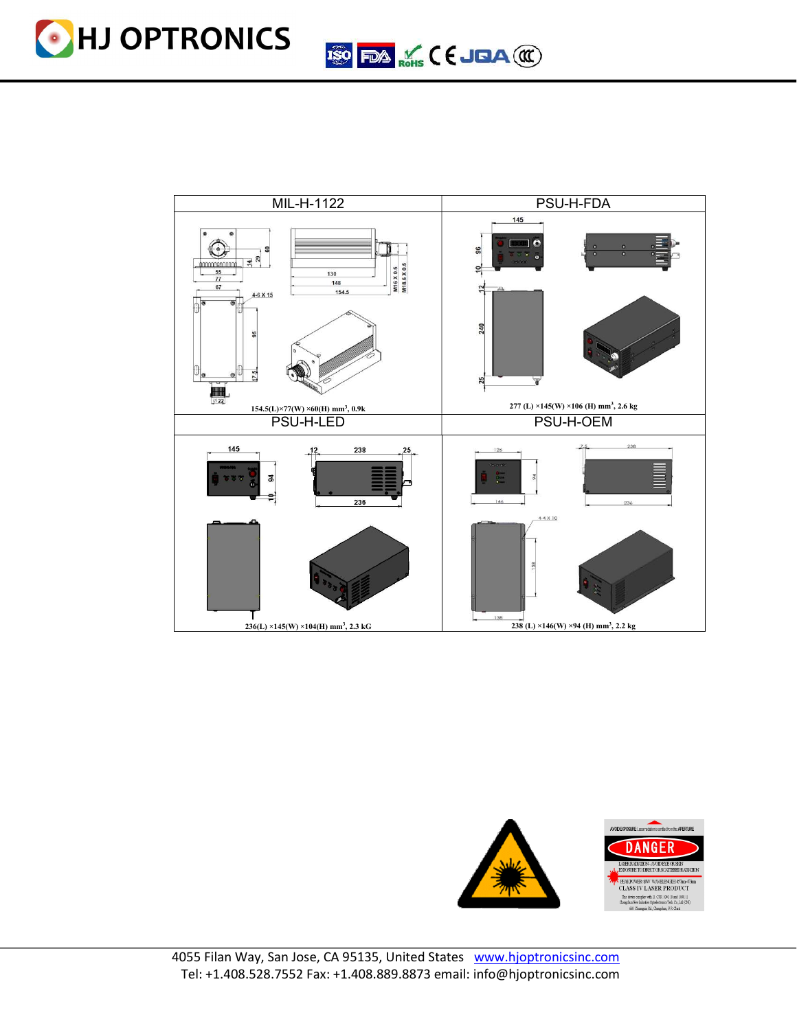| MIL-H-1122 | PSU-H-FDA |
| --- | --- |
| 154.5(L)×77(W) ×60(H) mm³, 0.9k | 277 (L) ×145(W) ×106 (H) mm³, 2.6 kg |
| **PSU-H-LED** | **PSU-H-OEM** |
| 236(L) ×145(W) ×104(H) mm³, 2.3 kG | 238 (L) ×146(W) ×94 (H) mm³, 2.2 kg |